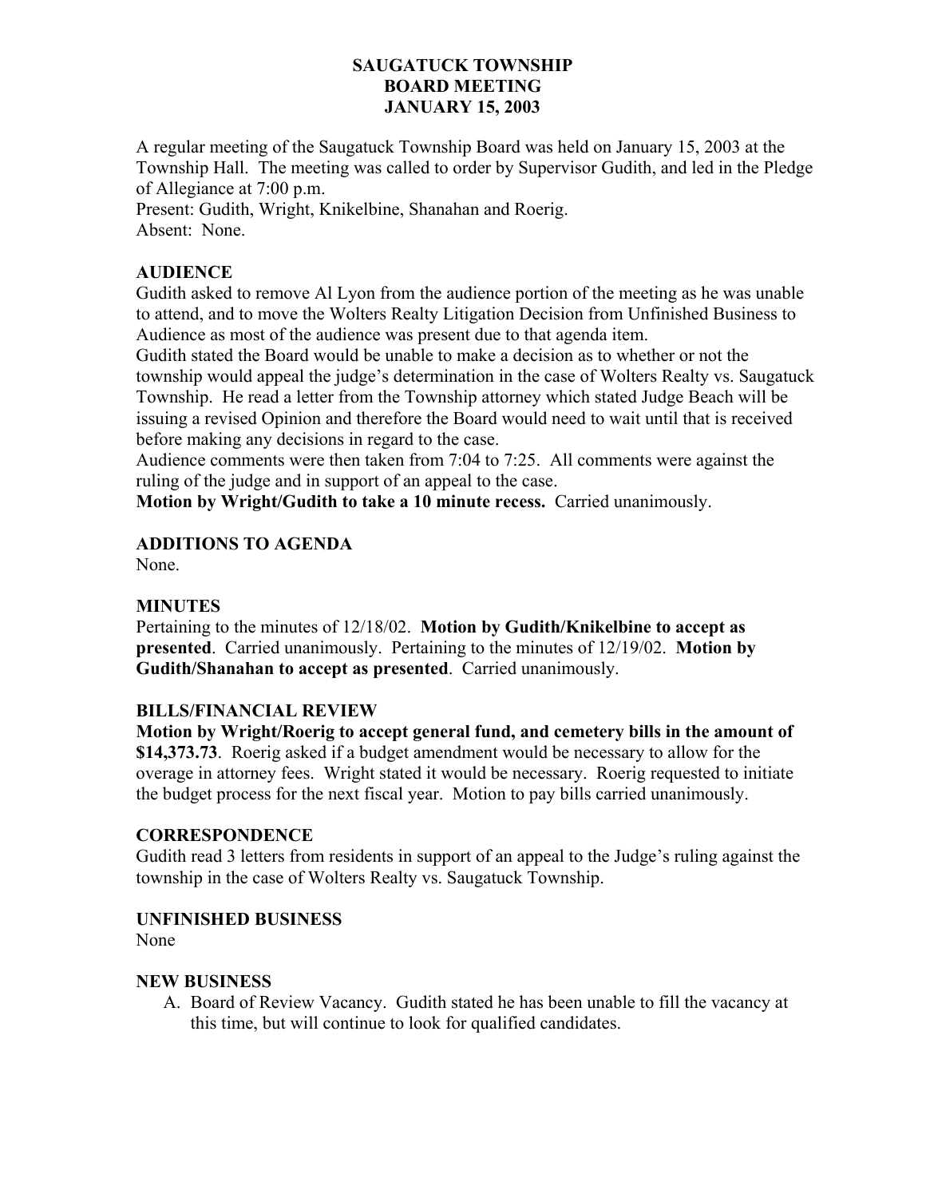# SAUGATUCK TOWNSHIP
# BOARD MEETING
# JANUARY 15, 2003

A regular meeting of the Saugatuck Township Board was held on January 15, 2003 at the Township Hall. The meeting was called to order by Supervisor Gudith, and led in the Pledge of Allegiance at 7:00 p.m.
Present: Gudith, Wright, Knikelbine, Shanahan and Roerig.
Absent: None.

## AUDIENCE

Gudith asked to remove Al Lyon from the audience portion of the meeting as he was unable to attend, and to move the Wolters Realty Litigation Decision from Unfinished Business to Audience as most of the audience was present due to that agenda item.
Gudith stated the Board would be unable to make a decision as to whether or not the township would appeal the judge's determination in the case of Wolters Realty vs. Saugatuck Township. He read a letter from the Township attorney which stated Judge Beach will be issuing a revised Opinion and therefore the Board would need to wait until that is received before making any decisions in regard to the case.
Audience comments were then taken from 7:04 to 7:25. All comments were against the ruling of the judge and in support of an appeal to the case.
**Motion by Wright/Gudith to take a 10 minute recess.** Carried unanimously.

## ADDITIONS TO AGENDA

None.

## MINUTES

Pertaining to the minutes of 12/18/02. **Motion by Gudith/Knikelbine to accept as presented**. Carried unanimously. Pertaining to the minutes of 12/19/02. **Motion by Gudith/Shanahan to accept as presented**. Carried unanimously.

## BILLS/FINANCIAL REVIEW

**Motion by Wright/Roerig to accept general fund, and cemetery bills in the amount of $14,373.73**. Roerig asked if a budget amendment would be necessary to allow for the overage in attorney fees. Wright stated it would be necessary. Roerig requested to initiate the budget process for the next fiscal year. Motion to pay bills carried unanimously.

## CORRESPONDENCE

Gudith read 3 letters from residents in support of an appeal to the Judge's ruling against the township in the case of Wolters Realty vs. Saugatuck Township.

## UNFINISHED BUSINESS

None

## NEW BUSINESS

A. Board of Review Vacancy. Gudith stated he has been unable to fill the vacancy at this time, but will continue to look for qualified candidates.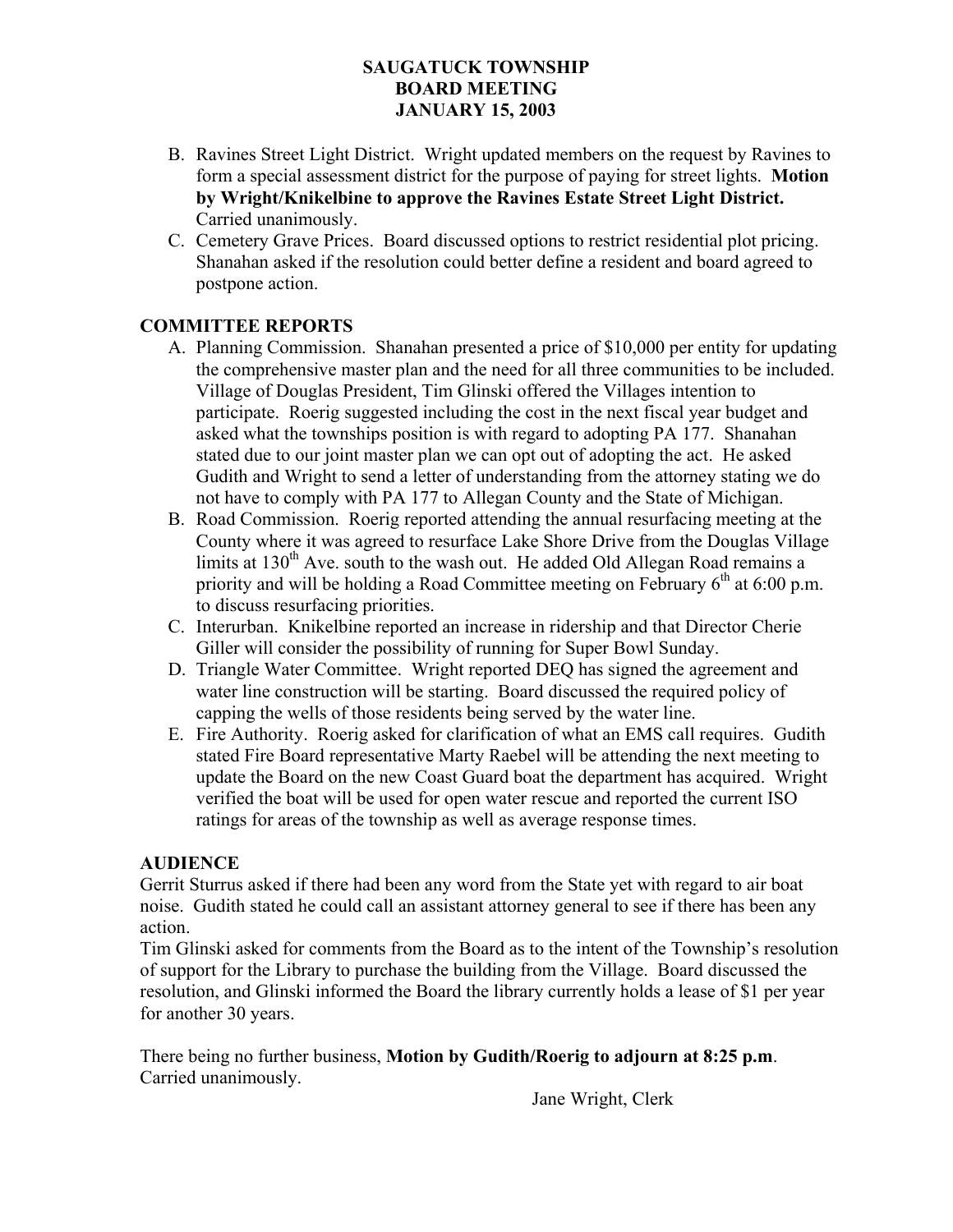B. Ravines Street Light District. Wright updated members on the request by Ravines to form a special assessment district for the purpose of paying for street lights. **Motion by Wright/Knikelbine to approve the Ravines Estate Street Light District.** Carried unanimously.

C. Cemetery Grave Prices. Board discussed options to restrict residential plot pricing. Shanahan asked if the resolution could better define a resident and board agreed to postpone action.

**COMMITTEE REPORTS**

A. Planning Commission. Shanahan presented a price of $10,000 per entity for updating the comprehensive master plan and the need for all three communities to be included. Village of Douglas President, Tim Glinski offered the Villages intention to participate. Roerig suggested including the cost in the next fiscal year budget and asked what the townships position is with regard to adopting PA 177. Shanahan stated due to our joint master plan we can opt out of adopting the act. He asked Gudith and Wright to send a letter of understanding from the attorney stating we do not have to comply with PA 177 to Allegan County and the State of Michigan.

B. Road Commission. Roerig reported attending the annual resurfacing meeting at the County where it was agreed to resurface Lake Shore Drive from the Douglas Village limits at 130th Ave. south to the wash out. He added Old Allegan Road remains a priority and will be holding a Road Committee meeting on February 6th at 6:00 p.m. to discuss resurfacing priorities.

C. Interurban. Knikelbine reported an increase in ridership and that Director Cherie Giller will consider the possibility of running for Super Bowl Sunday.

D. Triangle Water Committee. Wright reported DEQ has signed the agreement and water line construction will be starting. Board discussed the required policy of capping the wells of those residents being served by the water line.

E. Fire Authority. Roerig asked for clarification of what an EMS call requires. Gudith stated Fire Board representative Marty Raebel will be attending the next meeting to update the Board on the new Coast Guard boat the department has acquired. Wright verified the boat will be used for open water rescue and reported the current ISO ratings for areas of the township as well as average response times.

**AUDIENCE**

Gerrit Sturrus asked if there had been any word from the State yet with regard to air boat noise. Gudith stated he could call an assistant attorney general to see if there has been any action.

Tim Glinski asked for comments from the Board as to the intent of the Township's resolution of support for the Library to purchase the building from the Village. Board discussed the resolution, and Glinski informed the Board the library currently holds a lease of $1 per year for another 30 years.

There being no further business, **Motion by Gudith/Roerig to adjourn at 8:25 p.m**. Carried unanimously.

Jane Wright, Clerk